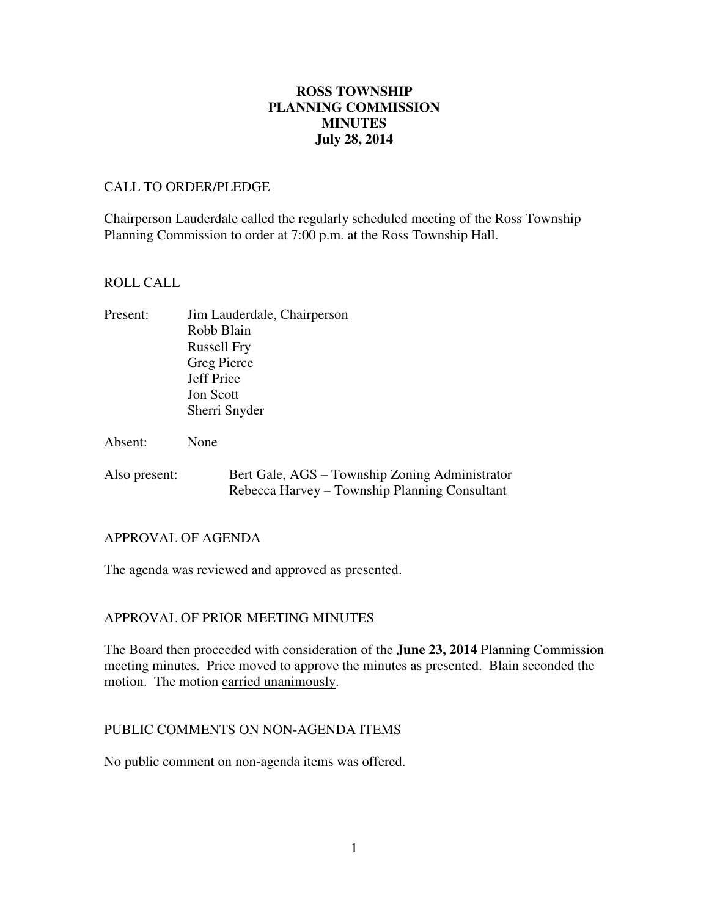# ROSS TOWNSHIP
# PLANNING COMMISSION
# MINUTES
# July 28, 2014

CALL TO ORDER/PLEDGE

Chairperson Lauderdale called the regularly scheduled meeting of the Ross Township Planning Commission to order at 7:00 p.m. at the Ross Township Hall.

ROLL CALL

Present: Jim Lauderdale, Chairperson
Robb Blain
Russell Fry
Greg Pierce
Jeff Price
Jon Scott
Sherri Snyder

Absent: None

Also present: Bert Gale, AGS – Township Zoning Administrator
Rebecca Harvey – Township Planning Consultant

APPROVAL OF AGENDA

The agenda was reviewed and approved as presented.

APPROVAL OF PRIOR MEETING MINUTES

The Board then proceeded with consideration of the **June 23, 2014** Planning Commission meeting minutes. Price moved to approve the minutes as presented. Blain seconded the motion. The motion carried unanimously.

PUBLIC COMMENTS ON NON-AGENDA ITEMS

No public comment on non-agenda items was offered.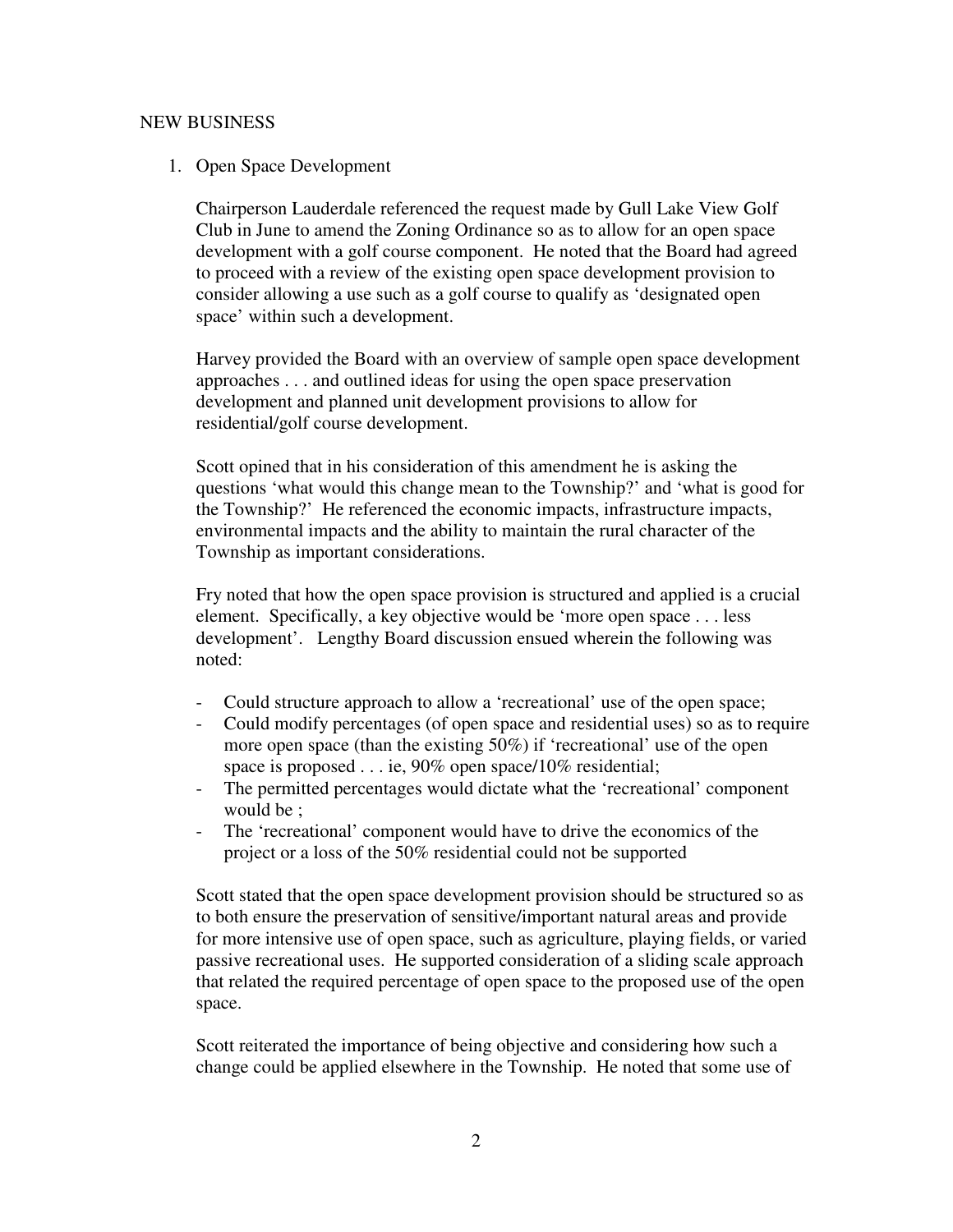## NEW BUSINESS

1. Open Space Development

   Chairperson Lauderdale referenced the request made by Gull Lake View Golf Club in June to amend the Zoning Ordinance so as to allow for an open space development with a golf course component. He noted that the Board had agreed to proceed with a review of the existing open space development provision to consider allowing a use such as a golf course to qualify as 'designated open space' within such a development.

   Harvey provided the Board with an overview of sample open space development approaches . . . and outlined ideas for using the open space preservation development and planned unit development provisions to allow for residential/golf course development.

   Scott opined that in his consideration of this amendment he is asking the questions 'what would this change mean to the Township?' and 'what is good for the Township?' He referenced the economic impacts, infrastructure impacts, environmental impacts and the ability to maintain the rural character of the Township as important considerations.

   Fry noted that how the open space provision is structured and applied is a crucial element. Specifically, a key objective would be 'more open space . . . less development'. Lengthy Board discussion ensued wherein the following was noted:

   - Could structure approach to allow a 'recreational' use of the open space;
   - Could modify percentages (of open space and residential uses) so as to require more open space (than the existing 50%) if 'recreational' use of the open space is proposed . . . ie, 90% open space/10% residential;
   - The permitted percentages would dictate what the 'recreational' component would be ;
   - The 'recreational' component would have to drive the economics of the project or a loss of the 50% residential could not be supported

   Scott stated that the open space development provision should be structured so as to both ensure the preservation of sensitive/important natural areas and provide for more intensive use of open space, such as agriculture, playing fields, or varied passive recreational uses. He supported consideration of a sliding scale approach that related the required percentage of open space to the proposed use of the open space.

   Scott reiterated the importance of being objective and considering how such a change could be applied elsewhere in the Township. He noted that some use of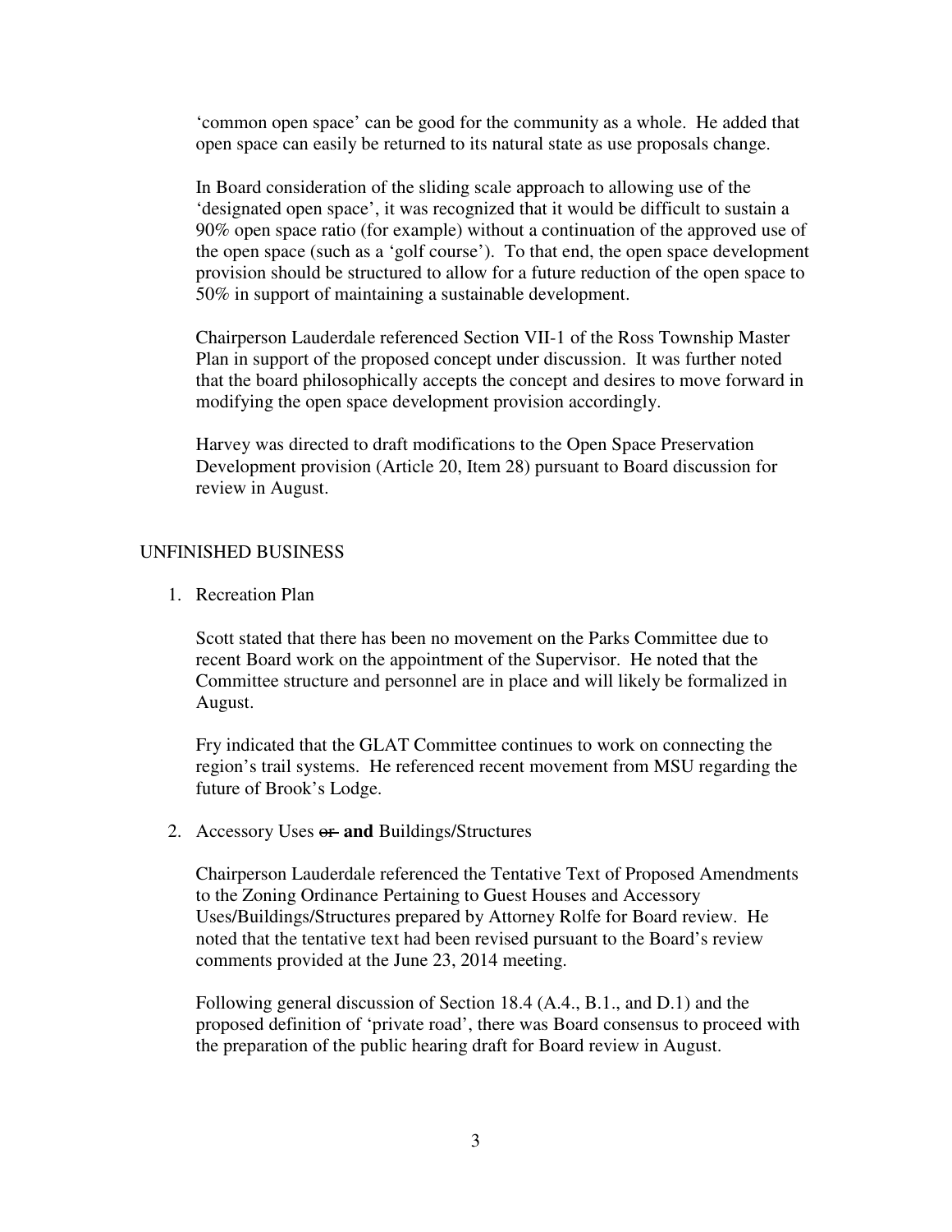'common open space' can be good for the community as a whole. He added that open space can easily be returned to its natural state as use proposals change.

In Board consideration of the sliding scale approach to allowing use of the 'designated open space', it was recognized that it would be difficult to sustain a 90% open space ratio (for example) without a continuation of the approved use of the open space (such as a 'golf course'). To that end, the open space development provision should be structured to allow for a future reduction of the open space to 50% in support of maintaining a sustainable development.

Chairperson Lauderdale referenced Section VII-1 of the Ross Township Master Plan in support of the proposed concept under discussion. It was further noted that the board philosophically accepts the concept and desires to move forward in modifying the open space development provision accordingly.

Harvey was directed to draft modifications to the Open Space Preservation Development provision (Article 20, Item 28) pursuant to Board discussion for review in August.

## UNFINISHED BUSINESS

1. Recreation Plan

   Scott stated that there has been no movement on the Parks Committee due to recent Board work on the appointment of the Supervisor. He noted that the Committee structure and personnel are in place and will likely be formalized in August.

   Fry indicated that the GLAT Committee continues to work on connecting the region's trail systems. He referenced recent movement from MSU regarding the future of Brook's Lodge.

2. Accessory Uses ~~or~~ **and** Buildings/Structures

   Chairperson Lauderdale referenced the Tentative Text of Proposed Amendments to the Zoning Ordinance Pertaining to Guest Houses and Accessory Uses/Buildings/Structures prepared by Attorney Rolfe for Board review. He noted that the tentative text had been revised pursuant to the Board's review comments provided at the June 23, 2014 meeting.

   Following general discussion of Section 18.4 (A.4., B.1., and D.1) and the proposed definition of 'private road', there was Board consensus to proceed with the preparation of the public hearing draft for Board review in August.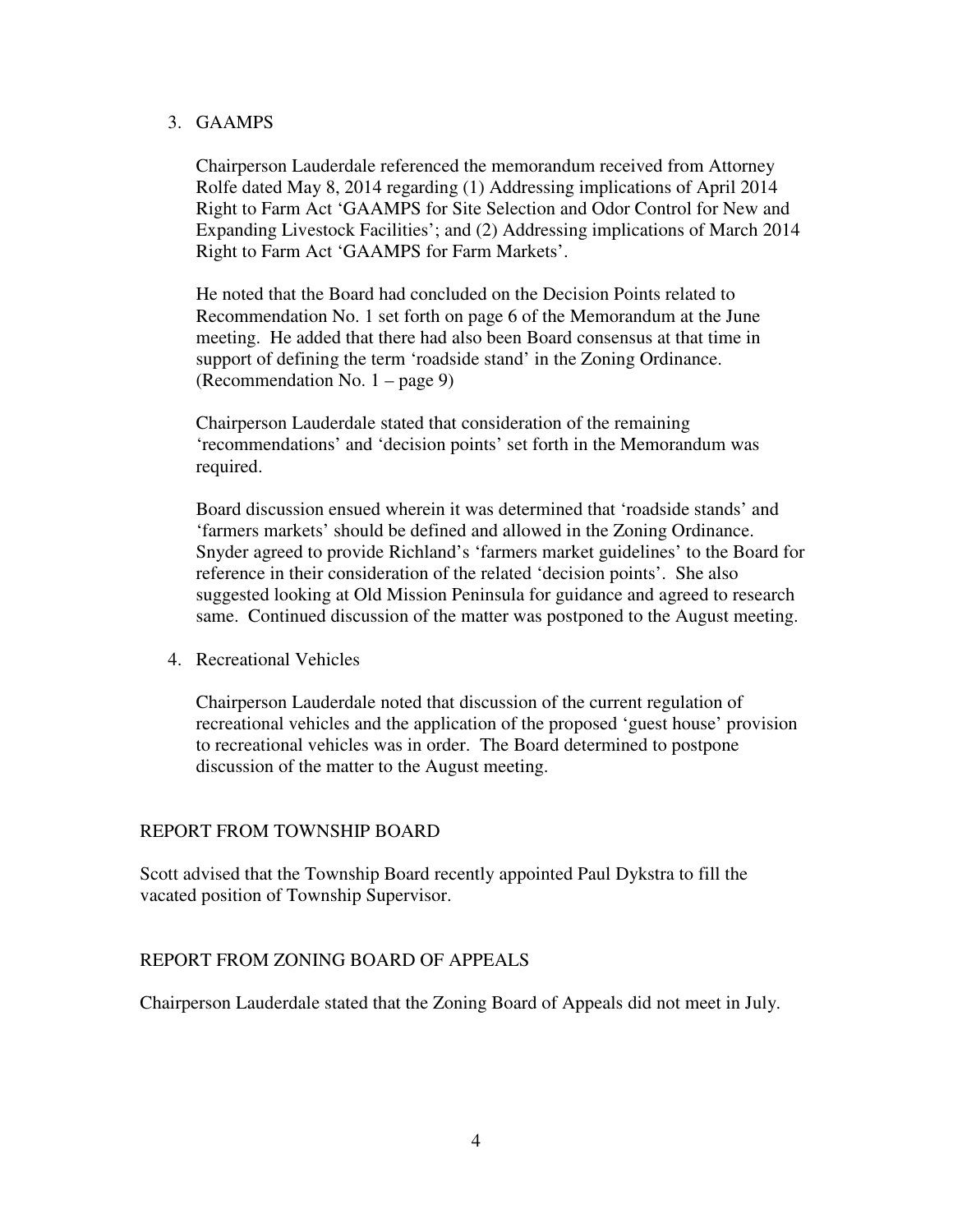3. GAAMPS

   Chairperson Lauderdale referenced the memorandum received from Attorney Rolfe dated May 8, 2014 regarding (1) Addressing implications of April 2014 Right to Farm Act 'GAAMPS for Site Selection and Odor Control for New and Expanding Livestock Facilities'; and (2) Addressing implications of March 2014 Right to Farm Act 'GAAMPS for Farm Markets'.

   He noted that the Board had concluded on the Decision Points related to Recommendation No. 1 set forth on page 6 of the Memorandum at the June meeting. He added that there had also been Board consensus at that time in support of defining the term 'roadside stand' in the Zoning Ordinance. (Recommendation No. 1 – page 9)

   Chairperson Lauderdale stated that consideration of the remaining 'recommendations' and 'decision points' set forth in the Memorandum was required.

   Board discussion ensued wherein it was determined that 'roadside stands' and 'farmers markets' should be defined and allowed in the Zoning Ordinance. Snyder agreed to provide Richland's 'farmers market guidelines' to the Board for reference in their consideration of the related 'decision points'. She also suggested looking at Old Mission Peninsula for guidance and agreed to research same. Continued discussion of the matter was postponed to the August meeting.

4. Recreational Vehicles

   Chairperson Lauderdale noted that discussion of the current regulation of recreational vehicles and the application of the proposed 'guest house' provision to recreational vehicles was in order. The Board determined to postpone discussion of the matter to the August meeting.

## REPORT FROM TOWNSHIP BOARD

Scott advised that the Township Board recently appointed Paul Dykstra to fill the vacated position of Township Supervisor.

## REPORT FROM ZONING BOARD OF APPEALS

Chairperson Lauderdale stated that the Zoning Board of Appeals did not meet in July.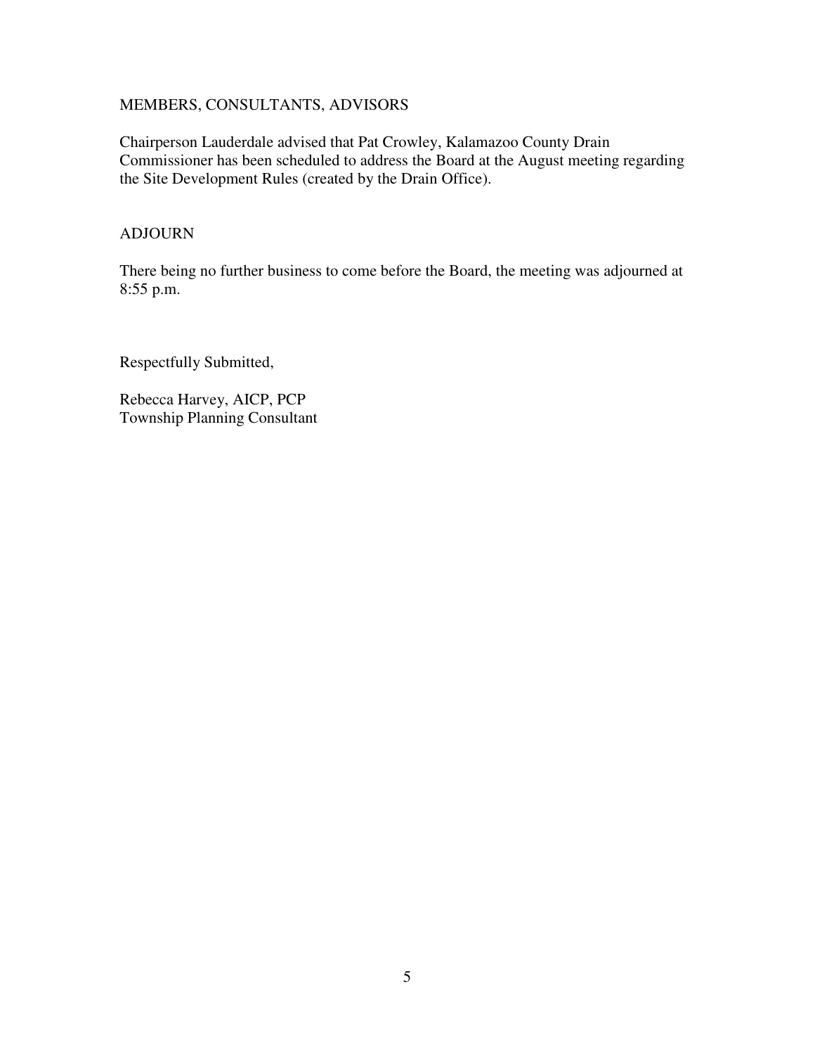MEMBERS, CONSULTANTS, ADVISORS

Chairperson Lauderdale advised that Pat Crowley, Kalamazoo County Drain Commissioner has been scheduled to address the Board at the August meeting regarding the Site Development Rules (created by the Drain Office).

ADJOURN

There being no further business to come before the Board, the meeting was adjourned at 8:55 p.m.

Respectfully Submitted,

Rebecca Harvey, AICP, PCP
Township Planning Consultant